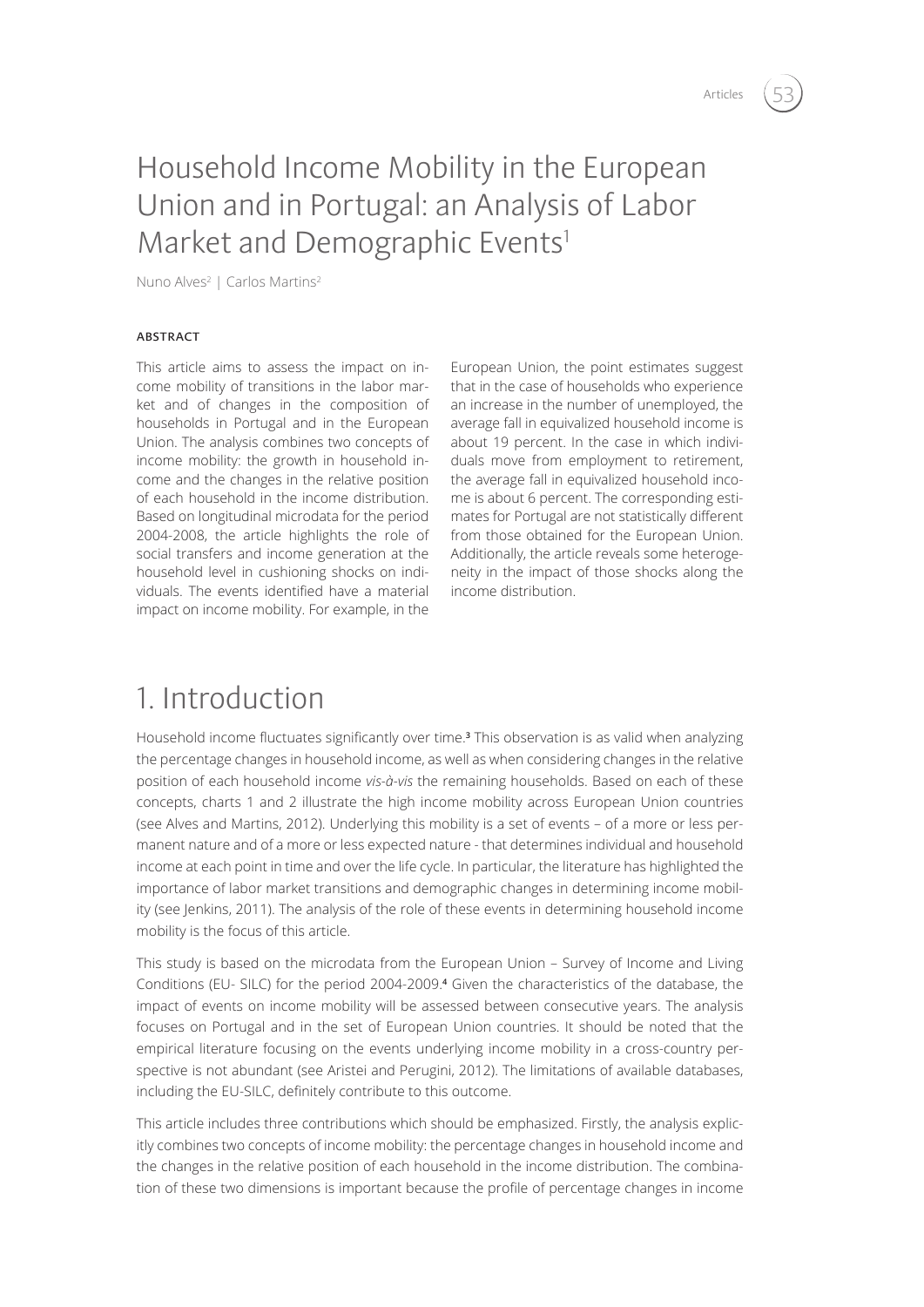# Household Income Mobility in the European Union and in Portugal: an Analysis of Labor Market and Demographic Events[1]

Nuno Alves[2] | Carlos Martins[2]

#### ABSTRACT

This article aims to assess the impact on income mobility of transitions in the labor market and of changes in the composition of households in Portugal and in the European Union. The analysis combines two concepts of income mobility: the growth in household income and the changes in the relative position of each household in the income distribution. Based on longitudinal microdata for the period 2004-2008, the article highlights the role of social transfers and income generation at the household level in cushioning shocks on individuals. The events identified have a material impact on income mobility. For example, in the European Union, the point estimates suggest that in the case of households who experience an increase in the number of unemployed, the average fall in equivalized household income is about 19 percent. In the case in which individuals move from employment to retirement, the average fall in equivalized household income is about 6 percent. The corresponding estimates for Portugal are not statistically different from those obtained for the European Union. Additionally, the article reveals some heterogeneity in the impact of those shocks along the income distribution.

## 1. Introduction

Household income fluctuates significantly over time.[3] This observation is as valid when analyzing the percentage changes in household income, as well as when considering changes in the relative position of each household income *vis-à-vis* the remaining households. Based on each of these concepts, charts 1 and 2 illustrate the high income mobility across European Union countries (see Alves and Martins, 2012). Underlying this mobility is a set of events – of a more or less permanent nature and of a more or less expected nature - that determines individual and household income at each point in time and over the life cycle. In particular, the literature has highlighted the importance of labor market transitions and demographic changes in determining income mobility (see Jenkins, 2011). The analysis of the role of these events in determining household income mobility is the focus of this article.

This study is based on the microdata from the European Union – Survey of Income and Living Conditions (EU- SILC) for the period 2004-2009.[4] Given the characteristics of the database, the impact of events on income mobility will be assessed between consecutive years. The analysis focuses on Portugal and in the set of European Union countries. It should be noted that the empirical literature focusing on the events underlying income mobility in a cross-country perspective is not abundant (see Aristei and Perugini, 2012). The limitations of available databases, including the EU-SILC, definitely contribute to this outcome.

This article includes three contributions which should be emphasized. Firstly, the analysis explicitly combines two concepts of income mobility: the percentage changes in household income and the changes in the relative position of each household in the income distribution. The combination of these two dimensions is important because the profile of percentage changes in income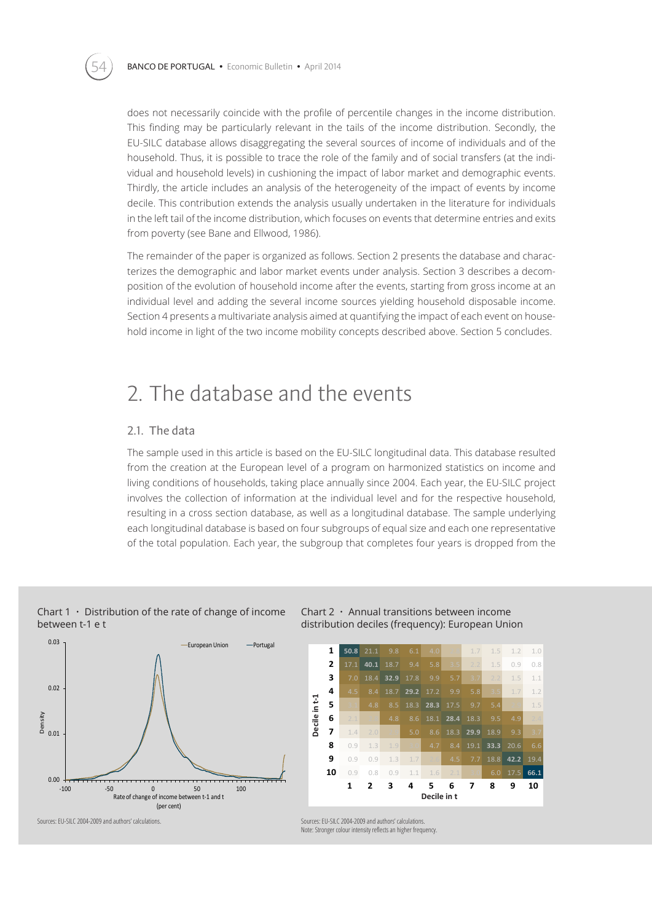does not necessarily coincide with the profile of percentile changes in the income distribution. This finding may be particularly relevant in the tails of the income distribution. Secondly, the EU-SILC database allows disaggregating the several sources of income of individuals and of the household. Thus, it is possible to trace the role of the family and of social transfers (at the individual and household levels) in cushioning the impact of labor market and demographic events. Thirdly, the article includes an analysis of the heterogeneity of the impact of events by income decile. This contribution extends the analysis usually undertaken in the literature for individuals in the left tail of the income distribution, which focuses on events that determine entries and exits from poverty (see Bane and Ellwood, 1986).

The remainder of the paper is organized as follows. Section 2 presents the database and characterizes the demographic and labor market events under analysis. Section 3 describes a decomposition of the evolution of household income after the events, starting from gross income at an individual level and adding the several income sources yielding household disposable income. Section 4 presents a multivariate analysis aimed at quantifying the impact of each event on household income in light of the two income mobility concepts described above. Section 5 concludes.

# 2. The database and the events

## 2.1. The data

The sample used in this article is based on the EU-SILC longitudinal data. This database resulted from the creation at the European level of a program on harmonized statistics on income and living conditions of households, taking place annually since 2004. Each year, the EU-SILC project involves the collection of information at the individual level and for the respective household, resulting in a cross section database, as well as a longitudinal database. The sample underlying each longitudinal database is based on four subgroups of equal size and each one representative of the total population. Each year, the subgroup that completes four years is dropped from the

Chart 1 • Distribution of the rate of change of income between t-1 e t

Sources: EU-SILC 2004-2009 and authors' calculations.

Chart 2 • Annual transitions between income distribution deciles (frequency): European Union

| Decile in t-1 \ Decile in t | 1 | 2 | 3 | 4 | 5 | 6 | 7 | 8 | 9 | 10 |
|---|---|---|---|---|---|---|---|---|---|---|
| 1 | 50.8 | 21.1 | 9.8 | 6.1 | 4.0 | | 1.7 | 1.5 | 1.2 | 1.0 |
| 2 | 17.1 | 40.1 | 18.7 | 9.4 | 5.8 | 3.5 | 2.2 | 1.5 | 0.9 | 0.8 |
| 3 | 7.0 | 18.4 | 32.9 | 17.8 | 9.9 | 5.7 | 3.7 | 2.2 | 1.5 | 1.1 |
| 4 | 4.5 | 8.4 | 18.7 | 29.2 | 17.2 | 9.9 | 5.8 | 3.5 | 1.7 | 1.2 |
| 5 | | 4.8 | 8.5 | 18.3 | 28.3 | 17.5 | 9.7 | 5.4 | | 1.5 |
| 6 | 2.1 | | 4.8 | 8.6 | 18.1 | 28.4 | 18.3 | 9.5 | 4.9 | 2.4 |
| 7 | 1.4 | 2.0 | | 5.0 | 8.6 | 18.3 | 29.9 | 18.9 | 9.3 | 3.7 |
| 8 | 0.9 | 1.3 | 1.9 | | 4.7 | 8.4 | 19.1 | 33.3 | 20.6 | 6.6 |
| 9 | 0.9 | 0.9 | 1.3 | 1.7 | | 4.5 | 7.7 | 18.8 | 42.2 | 19.4 |
| 10 | 0.9 | 0.8 | 0.9 | 1.1 | 1.6 | 2.1 | | 6.0 | 17.5 | 66.1 |

Sources: EU-SILC 2004-2009 and authors' calculations.
Note: Stronger colour intensity reflects an higher frequency.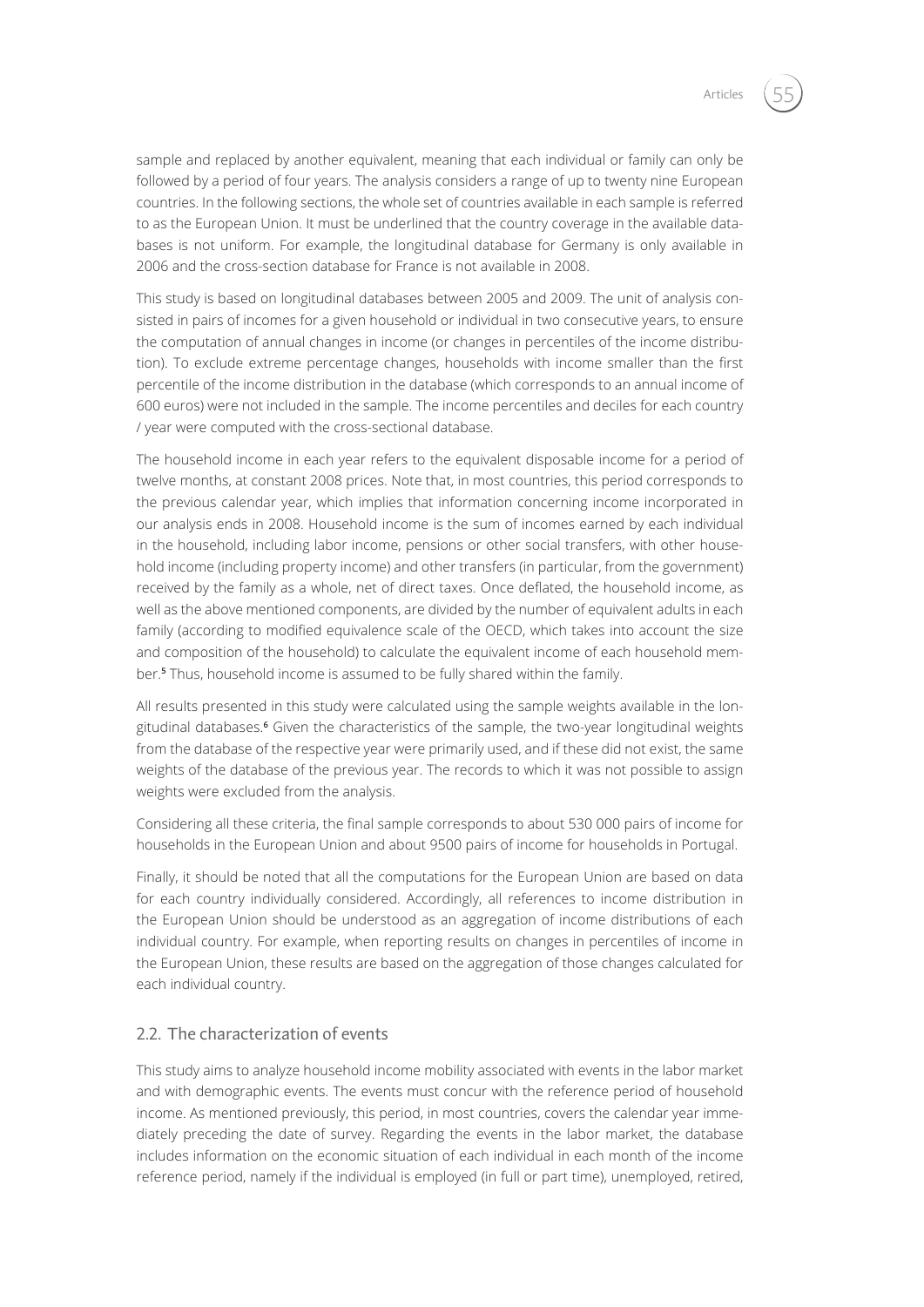sample and replaced by another equivalent, meaning that each individual or family can only be followed by a period of four years. The analysis considers a range of up to twenty nine European countries. In the following sections, the whole set of countries available in each sample is referred to as the European Union. It must be underlined that the country coverage in the available databases is not uniform. For example, the longitudinal database for Germany is only available in 2006 and the cross-section database for France is not available in 2008.

This study is based on longitudinal databases between 2005 and 2009. The unit of analysis consisted in pairs of incomes for a given household or individual in two consecutive years, to ensure the computation of annual changes in income (or changes in percentiles of the income distribution). To exclude extreme percentage changes, households with income smaller than the first percentile of the income distribution in the database (which corresponds to an annual income of 600 euros) were not included in the sample. The income percentiles and deciles for each country / year were computed with the cross-sectional database.

The household income in each year refers to the equivalent disposable income for a period of twelve months, at constant 2008 prices. Note that, in most countries, this period corresponds to the previous calendar year, which implies that information concerning income incorporated in our analysis ends in 2008. Household income is the sum of incomes earned by each individual in the household, including labor income, pensions or other social transfers, with other household income (including property income) and other transfers (in particular, from the government) received by the family as a whole, net of direct taxes. Once deflated, the household income, as well as the above mentioned components, are divided by the number of equivalent adults in each family (according to modified equivalence scale of the OECD, which takes into account the size and composition of the household) to calculate the equivalent income of each household member.[5] Thus, household income is assumed to be fully shared within the family.

All results presented in this study were calculated using the sample weights available in the longitudinal databases.[6] Given the characteristics of the sample, the two-year longitudinal weights from the database of the respective year were primarily used, and if these did not exist, the same weights of the database of the previous year. The records to which it was not possible to assign weights were excluded from the analysis.

Considering all these criteria, the final sample corresponds to about 530 000 pairs of income for households in the European Union and about 9500 pairs of income for households in Portugal.

Finally, it should be noted that all the computations for the European Union are based on data for each country individually considered. Accordingly, all references to income distribution in the European Union should be understood as an aggregation of income distributions of each individual country. For example, when reporting results on changes in percentiles of income in the European Union, these results are based on the aggregation of those changes calculated for each individual country.

## 2.2. The characterization of events

This study aims to analyze household income mobility associated with events in the labor market and with demographic events. The events must concur with the reference period of household income. As mentioned previously, this period, in most countries, covers the calendar year immediately preceding the date of survey. Regarding the events in the labor market, the database includes information on the economic situation of each individual in each month of the income reference period, namely if the individual is employed (in full or part time), unemployed, retired,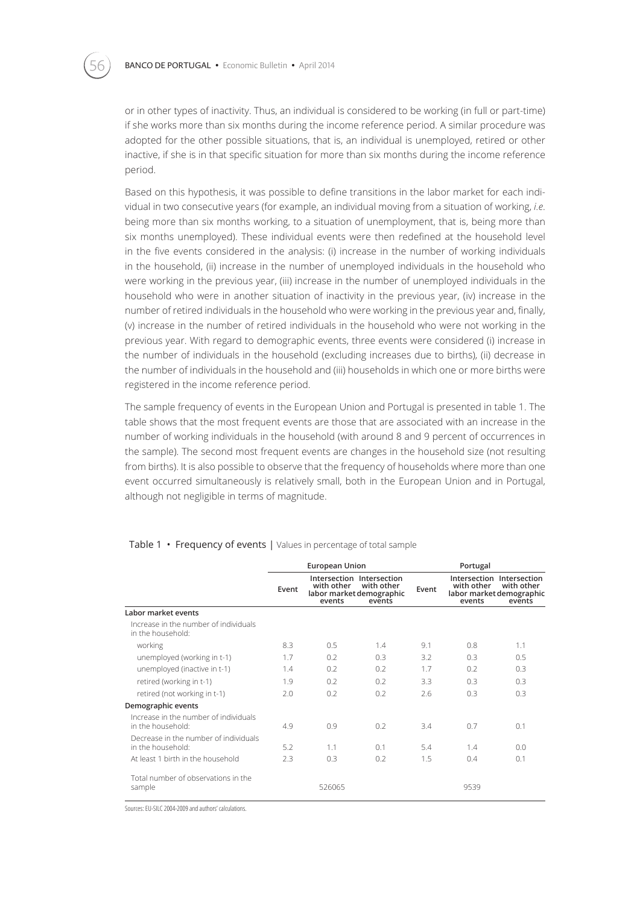or in other types of inactivity. Thus, an individual is considered to be working (in full or part-time) if she works more than six months during the income reference period. A similar procedure was adopted for the other possible situations, that is, an individual is unemployed, retired or other inactive, if she is in that specific situation for more than six months during the income reference period.

Based on this hypothesis, it was possible to define transitions in the labor market for each individual in two consecutive years (for example, an individual moving from a situation of working, *i.e.* being more than six months working, to a situation of unemployment, that is, being more than six months unemployed). These individual events were then redefined at the household level in the five events considered in the analysis: (i) increase in the number of working individuals in the household, (ii) increase in the number of unemployed individuals in the household who were working in the previous year, (iii) increase in the number of unemployed individuals in the household who were in another situation of inactivity in the previous year, (iv) increase in the number of retired individuals in the household who were working in the previous year and, finally, (v) increase in the number of retired individuals in the household who were not working in the previous year. With regard to demographic events, three events were considered (i) increase in the number of individuals in the household (excluding increases due to births), (ii) decrease in the number of individuals in the household and (iii) households in which one or more births were registered in the income reference period.

The sample frequency of events in the European Union and Portugal is presented in table 1. The table shows that the most frequent events are those that are associated with an increase in the number of working individuals in the household (with around 8 and 9 percent of occurrences in the sample). The second most frequent events are changes in the household size (not resulting from births). It is also possible to observe that the frequency of households where more than one event occurred simultaneously is relatively small, both in the European Union and in Portugal, although not negligible in terms of magnitude.

Table 1 • Frequency of events | Values in percentage of total sample

| | European Union | | | Portugal | | |
|---|---|---|---|---|---|---|
| | Event | Intersection with other labor market events | Intersection with other demographic events | Event | Intersection with other labor market events | Intersection with other demographic events |
| **Labor market events** | | | | | | |
| Increase in the number of individuals in the household: | | | | | | |
| working | 8.3 | 0.5 | 1.4 | 9.1 | 0.8 | 1.1 |
| unemployed (working in t-1) | 1.7 | 0.2 | 0.3 | 3.2 | 0.3 | 0.5 |
| unemployed (inactive in t-1) | 1.4 | 0.2 | 0.2 | 1.7 | 0.2 | 0.3 |
| retired (working in t-1) | 1.9 | 0.2 | 0.2 | 3.3 | 0.3 | 0.3 |
| retired (not working in t-1) | 2.0 | 0.2 | 0.2 | 2.6 | 0.3 | 0.3 |
| **Demographic events** | | | | | | |
| Increase in the number of individuals in the household: | 4.9 | 0.9 | 0.2 | 3.4 | 0.7 | 0.1 |
| Decrease in the number of individuals in the household: | 5.2 | 1.1 | 0.1 | 5.4 | 1.4 | 0.0 |
| At least 1 birth in the household | 2.3 | 0.3 | 0.2 | 1.5 | 0.4 | 0.1 |
| Total number of observations in the sample | | 526065 | | | 9539 | |

Sources: EU-SILC 2004-2009 and authors' calculations.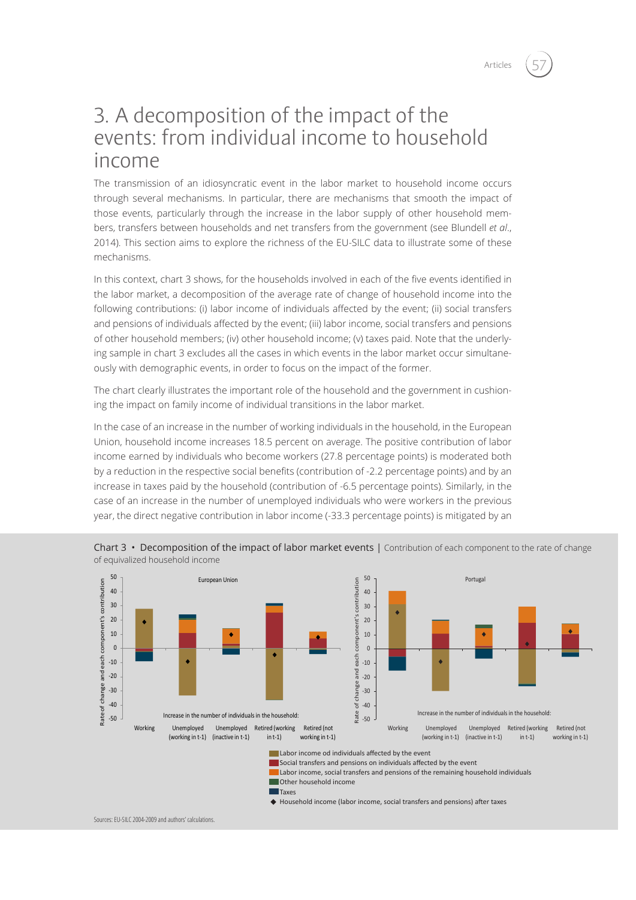# 3. A decomposition of the impact of the events: from individual income to household income

The transmission of an idiosyncratic event in the labor market to household income occurs through several mechanisms. In particular, there are mechanisms that smooth the impact of those events, particularly through the increase in the labor supply of other household members, transfers between households and net transfers from the government (see Blundell *et al*., 2014). This section aims to explore the richness of the EU-SILC data to illustrate some of these mechanisms.

In this context, chart 3 shows, for the households involved in each of the five events identified in the labor market, a decomposition of the average rate of change of household income into the following contributions: (i) labor income of individuals affected by the event; (ii) social transfers and pensions of individuals affected by the event; (iii) labor income, social transfers and pensions of other household members; (iv) other household income; (v) taxes paid. Note that the underlying sample in chart 3 excludes all the cases in which events in the labor market occur simultaneously with demographic events, in order to focus on the impact of the former.

The chart clearly illustrates the important role of the household and the government in cushioning the impact on family income of individual transitions in the labor market.

In the case of an increase in the number of working individuals in the household, in the European Union, household income increases 18.5 percent on average. The positive contribution of labor income earned by individuals who become workers (27.8 percentage points) is moderated both by a reduction in the respective social benefits (contribution of -2.2 percentage points) and by an increase in taxes paid by the household (contribution of -6.5 percentage points). Similarly, in the case of an increase in the number of unemployed individuals who were workers in the previous year, the direct negative contribution in labor income (-33.3 percentage points) is mitigated by an

Chart 3 • Decomposition of the impact of labor market events | Contribution of each component to the rate of change of equivalized household income

Sources: EU-SILC 2004-2009 and authors' calculations.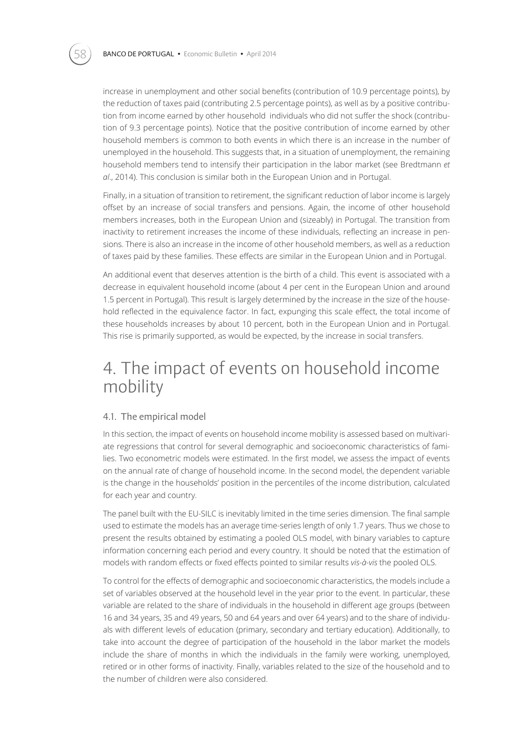increase in unemployment and other social benefits (contribution of 10.9 percentage points), by the reduction of taxes paid (contributing 2.5 percentage points), as well as by a positive contribution from income earned by other household individuals who did not suffer the shock (contribution of 9.3 percentage points). Notice that the positive contribution of income earned by other household members is common to both events in which there is an increase in the number of unemployed in the household. This suggests that, in a situation of unemployment, the remaining household members tend to intensify their participation in the labor market (see Bredtmann *et al*., 2014). This conclusion is similar both in the European Union and in Portugal.

Finally, in a situation of transition to retirement, the significant reduction of labor income is largely offset by an increase of social transfers and pensions. Again, the income of other household members increases, both in the European Union and (sizeably) in Portugal. The transition from inactivity to retirement increases the income of these individuals, reflecting an increase in pensions. There is also an increase in the income of other household members, as well as a reduction of taxes paid by these families. These effects are similar in the European Union and in Portugal.

An additional event that deserves attention is the birth of a child. This event is associated with a decrease in equivalent household income (about 4 per cent in the European Union and around 1.5 percent in Portugal). This result is largely determined by the increase in the size of the household reflected in the equivalence factor. In fact, expunging this scale effect, the total income of these households increases by about 10 percent, both in the European Union and in Portugal. This rise is primarily supported, as would be expected, by the increase in social transfers.

# 4. The impact of events on household income mobility

## 4.1. The empirical model

In this section, the impact of events on household income mobility is assessed based on multivariate regressions that control for several demographic and socioeconomic characteristics of families. Two econometric models were estimated. In the first model, we assess the impact of events on the annual rate of change of household income. In the second model, the dependent variable is the change in the households' position in the percentiles of the income distribution, calculated for each year and country.

The panel built with the EU-SILC is inevitably limited in the time series dimension. The final sample used to estimate the models has an average time-series length of only 1.7 years. Thus we chose to present the results obtained by estimating a pooled OLS model, with binary variables to capture information concerning each period and every country. It should be noted that the estimation of models with random effects or fixed effects pointed to similar results *vis-à-vis* the pooled OLS.

To control for the effects of demographic and socioeconomic characteristics, the models include a set of variables observed at the household level in the year prior to the event. In particular, these variable are related to the share of individuals in the household in different age groups (between 16 and 34 years, 35 and 49 years, 50 and 64 years and over 64 years) and to the share of individuals with different levels of education (primary, secondary and tertiary education). Additionally, to take into account the degree of participation of the household in the labor market the models include the share of months in which the individuals in the family were working, unemployed, retired or in other forms of inactivity. Finally, variables related to the size of the household and to the number of children were also considered.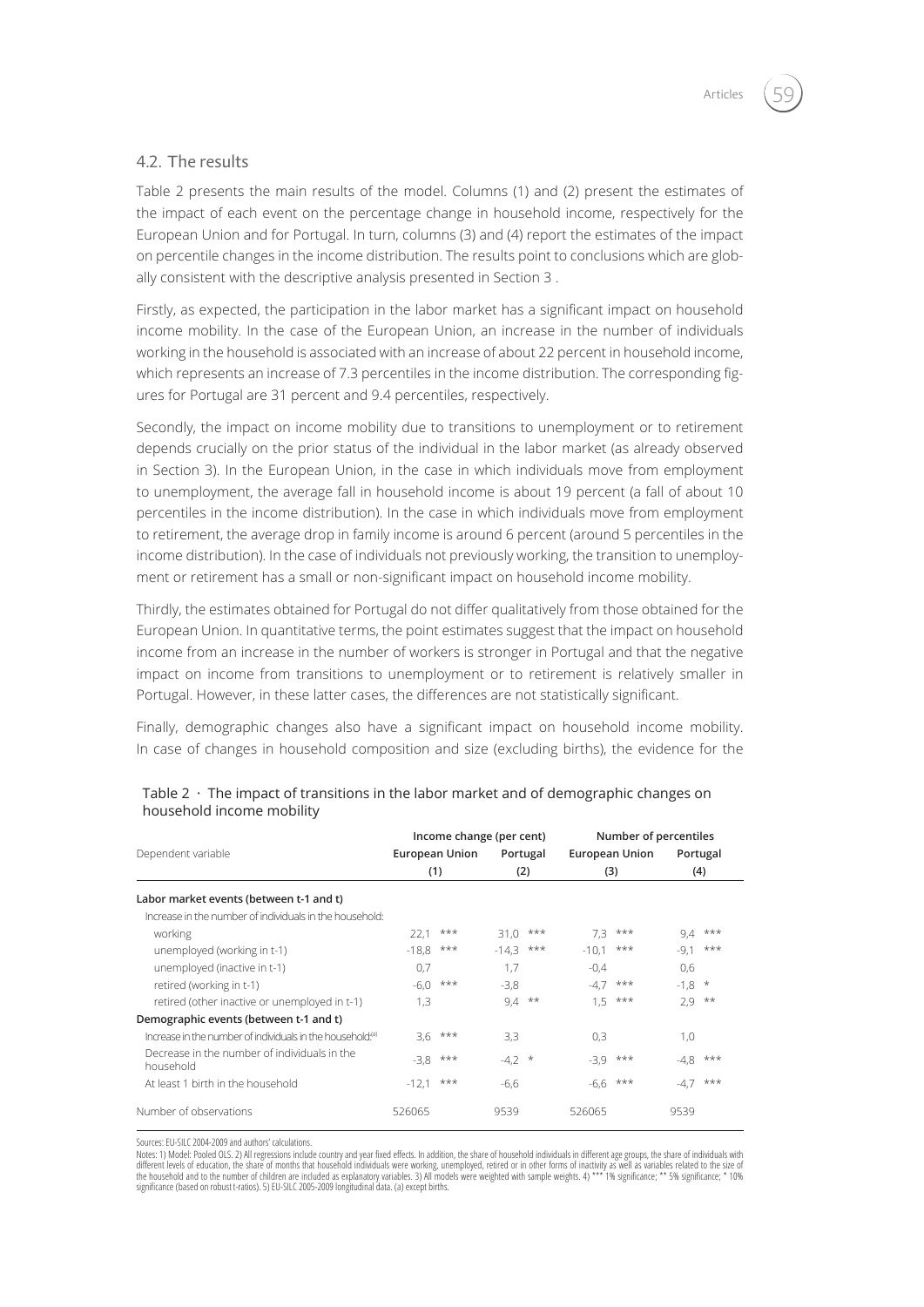## 4.2. The results

Table 2 presents the main results of the model. Columns (1) and (2) present the estimates of the impact of each event on the percentage change in household income, respectively for the European Union and for Portugal. In turn, columns (3) and (4) report the estimates of the impact on percentile changes in the income distribution. The results point to conclusions which are globally consistent with the descriptive analysis presented in Section 3 .

Firstly, as expected, the participation in the labor market has a significant impact on household income mobility. In the case of the European Union, an increase in the number of individuals working in the household is associated with an increase of about 22 percent in household income, which represents an increase of 7.3 percentiles in the income distribution. The corresponding figures for Portugal are 31 percent and 9.4 percentiles, respectively.

Secondly, the impact on income mobility due to transitions to unemployment or to retirement depends crucially on the prior status of the individual in the labor market (as already observed in Section 3). In the European Union, in the case in which individuals move from employment to unemployment, the average fall in household income is about 19 percent (a fall of about 10 percentiles in the income distribution). In the case in which individuals move from employment to retirement, the average drop in family income is around 6 percent (around 5 percentiles in the income distribution). In the case of individuals not previously working, the transition to unemployment or retirement has a small or non-significant impact on household income mobility.

Thirdly, the estimates obtained for Portugal do not differ qualitatively from those obtained for the European Union. In quantitative terms, the point estimates suggest that the impact on household income from an increase in the number of workers is stronger in Portugal and that the negative impact on income from transitions to unemployment or to retirement is relatively smaller in Portugal. However, in these latter cases, the differences are not statistically significant.

Finally, demographic changes also have a significant impact on household income mobility. In case of changes in household composition and size (excluding births), the evidence for the

Table 2 · The impact of transitions in the labor market and of demographic changes on household income mobility

| Dependent variable | Income change (per cent) | | Number of percentiles | |
|---|---|---|---|---|
| | European Union (1) | Portugal (2) | European Union (3) | Portugal (4) |
| **Labor market events (between t-1 and t)** | | | | |
| Increase in the number of individuals in the household: | | | | |
| working | 22,1 *** | 31,0 *** | 7,3 *** | 9,4 *** |
| unemployed (working in t-1) | -18,8 *** | -14,3 *** | -10,1 *** | -9,1 *** |
| unemployed (inactive in t-1) | 0,7 | 1,7 | -0,4 | 0,6 |
| retired (working in t-1) | -6,0 *** | -3,8 | -4,7 *** | -1,8 * |
| retired (other inactive or unemployed in t-1) | 1,3 | 9,4 ** | 1,5 *** | 2,9 ** |
| **Demographic events (between t-1 and t)** | | | | |
| Increase in the number of individuals in the household[(a)] | 3,6 *** | 3,3 | 0,3 | 1,0 |
| Decrease in the number of individuals in the household | -3,8 *** | -4,2 * | -3,9 *** | -4,8 *** |
| At least 1 birth in the household | -12,1 *** | -6,6 | -6,6 *** | -4,7 *** |
| Number of observations | 526065 | 9539 | 526065 | 9539 |

Sources: EU-SILC 2004-2009 and authors' calculations.

Notes: 1) Model: Pooled OLS. 2) All regressions include country and year fixed effects. In addition, the share of household individuals in different age groups, the share of individuals with different levels of education, the share of months that household individuals were working, unemployed, retired or in other forms of inactivity as well as variables related to the size of the household and to the number of children are included as explanatory variables. 3) All models were weighted with sample weights. 4) *** 1% significance; ** 5% significance; * 10% significance (based on robust t-ratios). 5) EU-SILC 2005-2009 longitudinal data. (a) except births.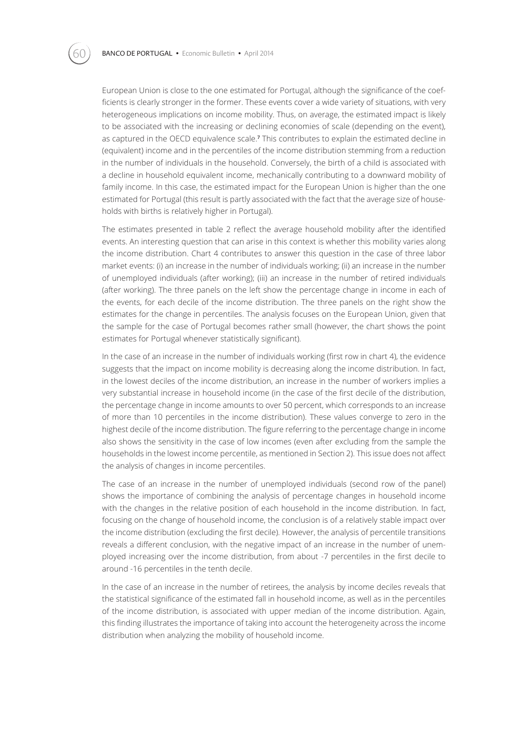European Union is close to the one estimated for Portugal, although the significance of the coefficients is clearly stronger in the former. These events cover a wide variety of situations, with very heterogeneous implications on income mobility. Thus, on average, the estimated impact is likely to be associated with the increasing or declining economies of scale (depending on the event), as captured in the OECD equivalence scale.[7] This contributes to explain the estimated decline in (equivalent) income and in the percentiles of the income distribution stemming from a reduction in the number of individuals in the household. Conversely, the birth of a child is associated with a decline in household equivalent income, mechanically contributing to a downward mobility of family income. In this case, the estimated impact for the European Union is higher than the one estimated for Portugal (this result is partly associated with the fact that the average size of households with births is relatively higher in Portugal).

The estimates presented in table 2 reflect the average household mobility after the identified events. An interesting question that can arise in this context is whether this mobility varies along the income distribution. Chart 4 contributes to answer this question in the case of three labor market events: (i) an increase in the number of individuals working; (ii) an increase in the number of unemployed individuals (after working); (iii) an increase in the number of retired individuals (after working). The three panels on the left show the percentage change in income in each of the events, for each decile of the income distribution. The three panels on the right show the estimates for the change in percentiles. The analysis focuses on the European Union, given that the sample for the case of Portugal becomes rather small (however, the chart shows the point estimates for Portugal whenever statistically significant).

In the case of an increase in the number of individuals working (first row in chart 4), the evidence suggests that the impact on income mobility is decreasing along the income distribution. In fact, in the lowest deciles of the income distribution, an increase in the number of workers implies a very substantial increase in household income (in the case of the first decile of the distribution, the percentage change in income amounts to over 50 percent, which corresponds to an increase of more than 10 percentiles in the income distribution). These values converge to zero in the highest decile of the income distribution. The figure referring to the percentage change in income also shows the sensitivity in the case of low incomes (even after excluding from the sample the households in the lowest income percentile, as mentioned in Section 2). This issue does not affect the analysis of changes in income percentiles.

The case of an increase in the number of unemployed individuals (second row of the panel) shows the importance of combining the analysis of percentage changes in household income with the changes in the relative position of each household in the income distribution. In fact, focusing on the change of household income, the conclusion is of a relatively stable impact over the income distribution (excluding the first decile). However, the analysis of percentile transitions reveals a different conclusion, with the negative impact of an increase in the number of unemployed increasing over the income distribution, from about -7 percentiles in the first decile to around -16 percentiles in the tenth decile.

In the case of an increase in the number of retirees, the analysis by income deciles reveals that the statistical significance of the estimated fall in household income, as well as in the percentiles of the income distribution, is associated with upper median of the income distribution. Again, this finding illustrates the importance of taking into account the heterogeneity across the income distribution when analyzing the mobility of household income.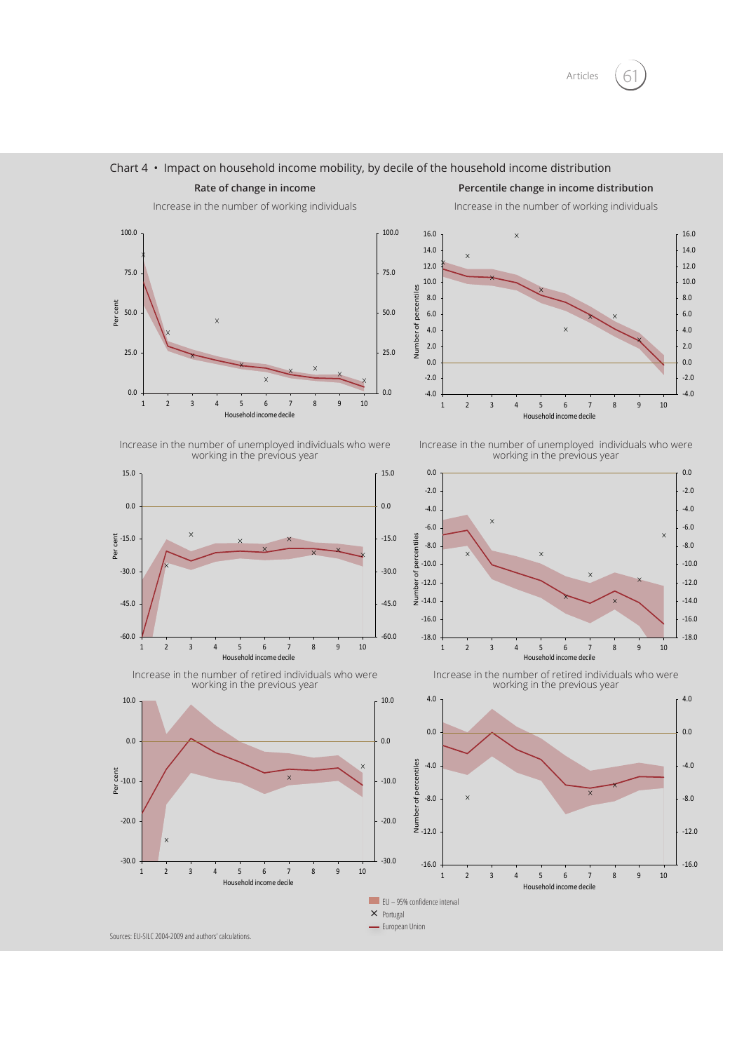Chart 4 • Impact on household income mobility, by decile of the household income distribution

**Rate of change in income**

Increase in the number of working individuals

Increase in the number of unemployed individuals who were working in the previous year

Increase in the number of retired individuals who were working in the previous year

**Percentile change in income distribution**

Increase in the number of working individuals

Increase in the number of unemployed individuals who were working in the previous year

Increase in the number of retired individuals who were working in the previous year

EU – 95% confidence interval

× Portugal

— European Union

Sources: EU-SILC 2004-2009 and authors' calculations.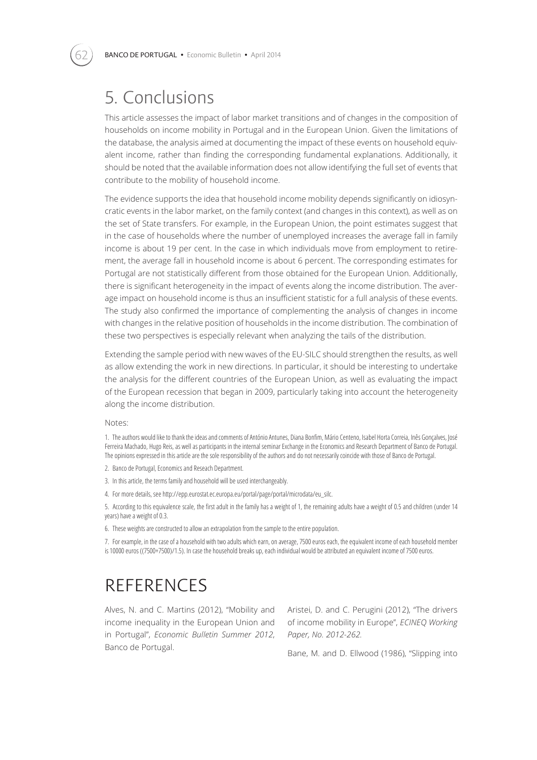# 5. Conclusions

This article assesses the impact of labor market transitions and of changes in the composition of households on income mobility in Portugal and in the European Union. Given the limitations of the database, the analysis aimed at documenting the impact of these events on household equivalent income, rather than finding the corresponding fundamental explanations. Additionally, it should be noted that the available information does not allow identifying the full set of events that contribute to the mobility of household income.

The evidence supports the idea that household income mobility depends significantly on idiosyncratic events in the labor market, on the family context (and changes in this context), as well as on the set of State transfers. For example, in the European Union, the point estimates suggest that in the case of households where the number of unemployed increases the average fall in family income is about 19 per cent. In the case in which individuals move from employment to retirement, the average fall in household income is about 6 percent. The corresponding estimates for Portugal are not statistically different from those obtained for the European Union. Additionally, there is significant heterogeneity in the impact of events along the income distribution. The average impact on household income is thus an insufficient statistic for a full analysis of these events. The study also confirmed the importance of complementing the analysis of changes in income with changes in the relative position of households in the income distribution. The combination of these two perspectives is especially relevant when analyzing the tails of the distribution.

Extending the sample period with new waves of the EU-SILC should strengthen the results, as well as allow extending the work in new directions. In particular, it should be interesting to undertake the analysis for the different countries of the European Union, as well as evaluating the impact of the European recession that began in 2009, particularly taking into account the heterogeneity along the income distribution.

Notes:

1. The authors would like to thank the ideas and comments of António Antunes, Diana Bonfim, Mário Centeno, Isabel Horta Correia, Inês Gonçalves, José Ferreira Machado, Hugo Reis, as well as participants in the internal seminar Exchange in the Economics and Research Department of Banco de Portugal. The opinions expressed in this article are the sole responsibility of the authors and do not necessarily coincide with those of Banco de Portugal.

2. Banco de Portugal, Economics and Reseach Department.

3. In this article, the terms family and household will be used interchangeably.

4. For more details, see http://epp.eurostat.ec.europa.eu/portal/page/portal/microdata/eu_silc.

5. According to this equivalence scale, the first adult in the family has a weight of 1, the remaining adults have a weight of 0.5 and children (under 14 years) have a weight of 0.3.

6. These weights are constructed to allow an extrapolation from the sample to the entire population.

7. For example, in the case of a household with two adults which earn, on average, 7500 euros each, the equivalent income of each household member is 10000 euros ((7500+7500)/1.5). In case the household breaks up, each individual would be attributed an equivalent income of 7500 euros.

# REFERENCES

Alves, N. and C. Martins (2012), "Mobility and income inequality in the European Union and in Portugal", *Economic Bulletin Summer 2012*, Banco de Portugal.

Aristei, D. and C. Perugini (2012), "The drivers of income mobility in Europe", *ECINEQ Working Paper, No. 2012-262.*

Bane, M. and D. Ellwood (1986), "Slipping into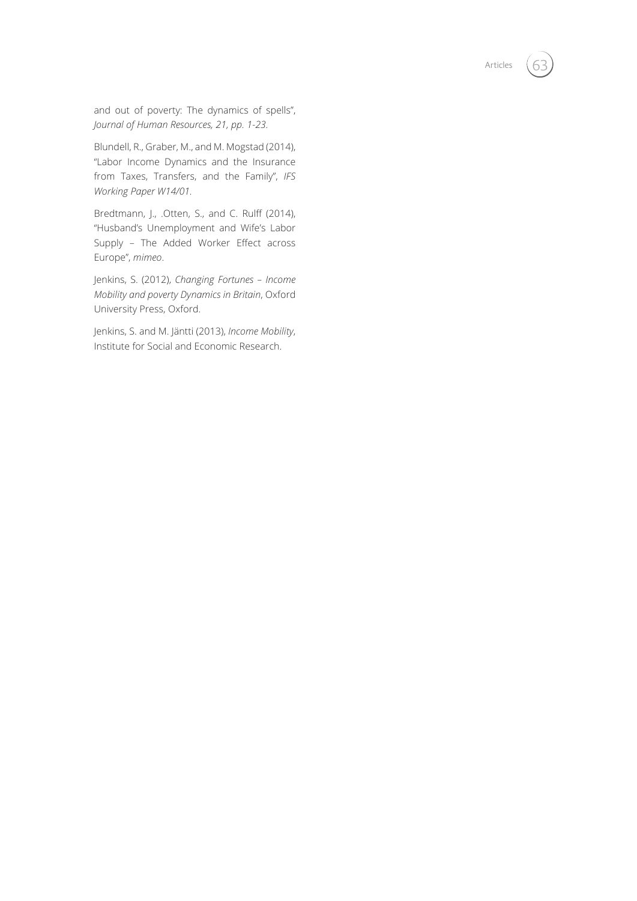and out of poverty: The dynamics of spells", *Journal of Human Resources, 21, pp. 1-23*.

Blundell, R., Graber, M., and M. Mogstad (2014), "Labor Income Dynamics and the Insurance from Taxes, Transfers, and the Family", *IFS Working Paper W14/01*.

Bredtmann, J., .Otten, S., and C. Rulff (2014), "Husband's Unemployment and Wife's Labor Supply – The Added Worker Effect across Europe", *mimeo*.

Jenkins, S. (2012), *Changing Fortunes – Income Mobility and poverty Dynamics in Britain*, Oxford University Press, Oxford.

Jenkins, S. and M. Jäntti (2013), *Income Mobility*, Institute for Social and Economic Research.